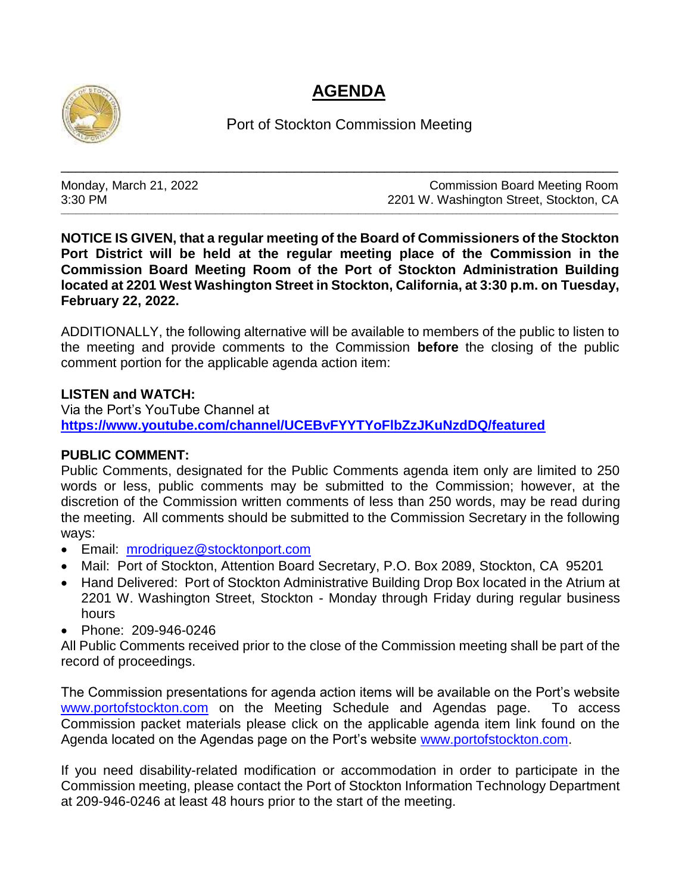# AGENDA

Port of Stockton Commission Meeting

---

Monday, March 21, 2022 Commission Board Meeting Room
3:30 PM 2201 W. Washington Street, Stockton, CA

---

**NOTICE IS GIVEN, that a regular meeting of the Board of Commissioners of the Stockton Port District will be held at the regular meeting place of the Commission in the Commission Board Meeting Room of the Port of Stockton Administration Building located at 2201 West Washington Street in Stockton, California, at 3:30 p.m. on Tuesday, February 22, 2022.**

ADDITIONALLY, the following alternative will be available to members of the public to listen to the meeting and provide comments to the Commission **before** the closing of the public comment portion for the applicable agenda action item:

**LISTEN and WATCH:**
Via the Port's YouTube Channel at
**https://www.youtube.com/channel/UCEBvFYYTYoFlbZzJKuNzdDQ/featured**

**PUBLIC COMMENT:**
Public Comments, designated for the Public Comments agenda item only are limited to 250 words or less, public comments may be submitted to the Commission; however, at the discretion of the Commission written comments of less than 250 words, may be read during the meeting. All comments should be submitted to the Commission Secretary in the following ways:

- Email: mrodriguez@stocktonport.com
- Mail: Port of Stockton, Attention Board Secretary, P.O. Box 2089, Stockton, CA 95201
- Hand Delivered: Port of Stockton Administrative Building Drop Box located in the Atrium at 2201 W. Washington Street, Stockton - Monday through Friday during regular business hours
- Phone: 209-946-0246

All Public Comments received prior to the close of the Commission meeting shall be part of the record of proceedings.

The Commission presentations for agenda action items will be available on the Port's website www.portofstockton.com on the Meeting Schedule and Agendas page. To access Commission packet materials please click on the applicable agenda item link found on the Agenda located on the Agendas page on the Port's website www.portofstockton.com.

If you need disability-related modification or accommodation in order to participate in the Commission meeting, please contact the Port of Stockton Information Technology Department at 209-946-0246 at least 48 hours prior to the start of the meeting.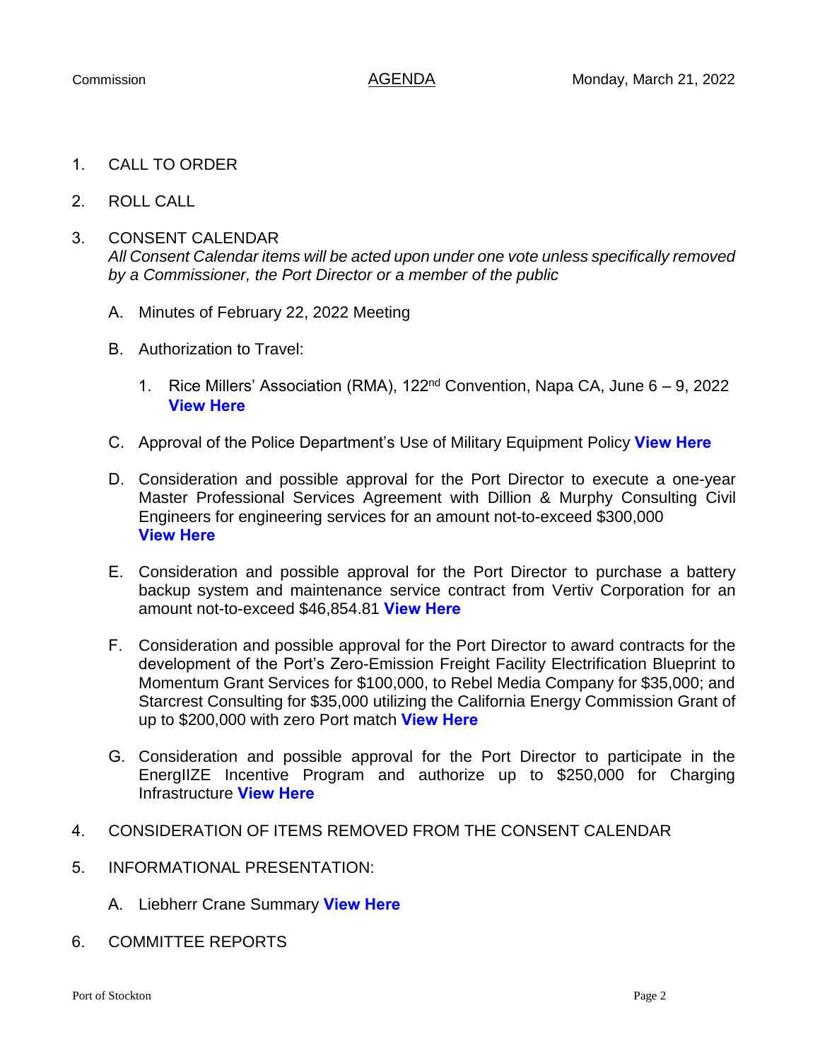1. CALL TO ORDER

2. ROLL CALL

3. CONSENT CALENDAR
   *All Consent Calendar items will be acted upon under one vote unless specifically removed by a Commissioner, the Port Director or a member of the public*

   A. Minutes of February 22, 2022 Meeting

   B. Authorization to Travel:

      1. Rice Millers' Association (RMA), 122nd Convention, Napa CA, June 6 – 9, 2022 **View Here**

   C. Approval of the Police Department's Use of Military Equipment Policy **View Here**

   D. Consideration and possible approval for the Port Director to execute a one-year Master Professional Services Agreement with Dillion & Murphy Consulting Civil Engineers for engineering services for an amount not-to-exceed $300,000 **View Here**

   E. Consideration and possible approval for the Port Director to purchase a battery backup system and maintenance service contract from Vertiv Corporation for an amount not-to-exceed $46,854.81 **View Here**

   F. Consideration and possible approval for the Port Director to award contracts for the development of the Port's Zero-Emission Freight Facility Electrification Blueprint to Momentum Grant Services for $100,000, to Rebel Media Company for $35,000; and Starcrest Consulting for $35,000 utilizing the California Energy Commission Grant of up to $200,000 with zero Port match **View Here**

   G. Consideration and possible approval for the Port Director to participate in the EnergIIZE Incentive Program and authorize up to $250,000 for Charging Infrastructure **View Here**

4. CONSIDERATION OF ITEMS REMOVED FROM THE CONSENT CALENDAR

5. INFORMATIONAL PRESENTATION:

   A. Liebherr Crane Summary **View Here**

6. COMMITTEE REPORTS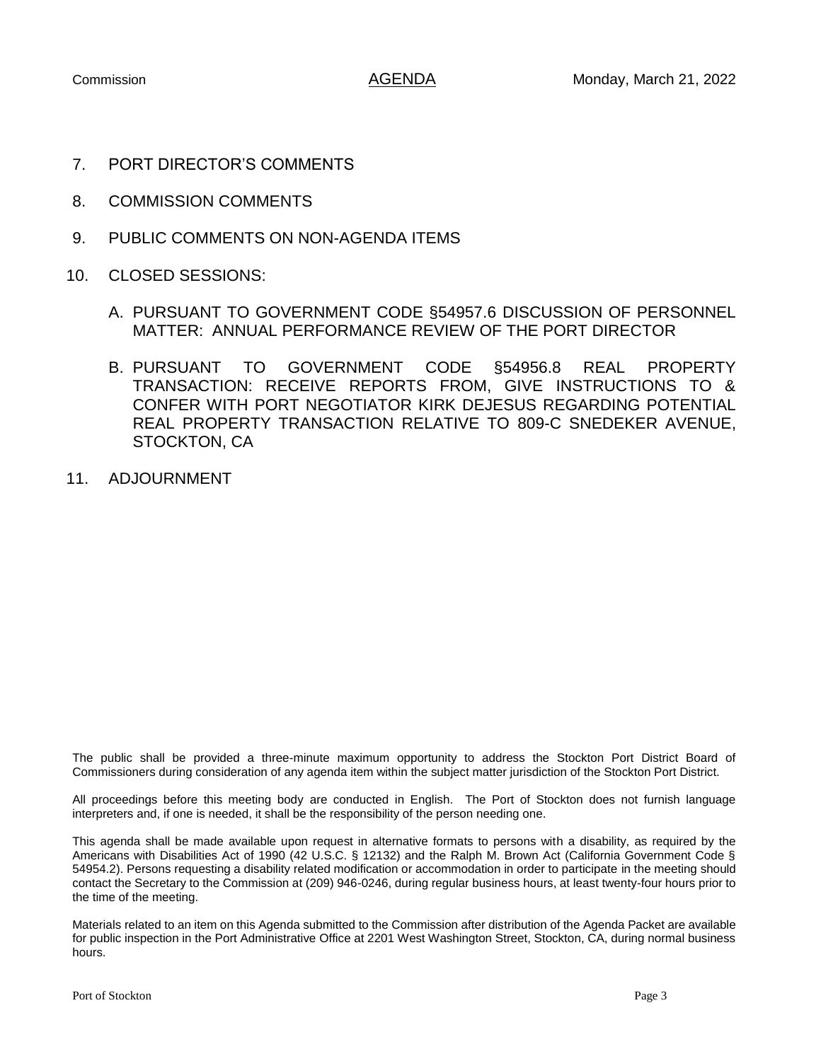7. PORT DIRECTOR'S COMMENTS

8. COMMISSION COMMENTS

9. PUBLIC COMMENTS ON NON-AGENDA ITEMS

10. CLOSED SESSIONS:

    A. PURSUANT TO GOVERNMENT CODE §54957.6 DISCUSSION OF PERSONNEL MATTER: ANNUAL PERFORMANCE REVIEW OF THE PORT DIRECTOR

    B. PURSUANT TO GOVERNMENT CODE §54956.8 REAL PROPERTY TRANSACTION: RECEIVE REPORTS FROM, GIVE INSTRUCTIONS TO & CONFER WITH PORT NEGOTIATOR KIRK DEJESUS REGARDING POTENTIAL REAL PROPERTY TRANSACTION RELATIVE TO 809-C SNEDEKER AVENUE, STOCKTON, CA

11. ADJOURNMENT

The public shall be provided a three-minute maximum opportunity to address the Stockton Port District Board of Commissioners during consideration of any agenda item within the subject matter jurisdiction of the Stockton Port District.

All proceedings before this meeting body are conducted in English. The Port of Stockton does not furnish language interpreters and, if one is needed, it shall be the responsibility of the person needing one.

This agenda shall be made available upon request in alternative formats to persons with a disability, as required by the Americans with Disabilities Act of 1990 (42 U.S.C. § 12132) and the Ralph M. Brown Act (California Government Code § 54954.2). Persons requesting a disability related modification or accommodation in order to participate in the meeting should contact the Secretary to the Commission at (209) 946-0246, during regular business hours, at least twenty-four hours prior to the time of the meeting.

Materials related to an item on this Agenda submitted to the Commission after distribution of the Agenda Packet are available for public inspection in the Port Administrative Office at 2201 West Washington Street, Stockton, CA, during normal business hours.